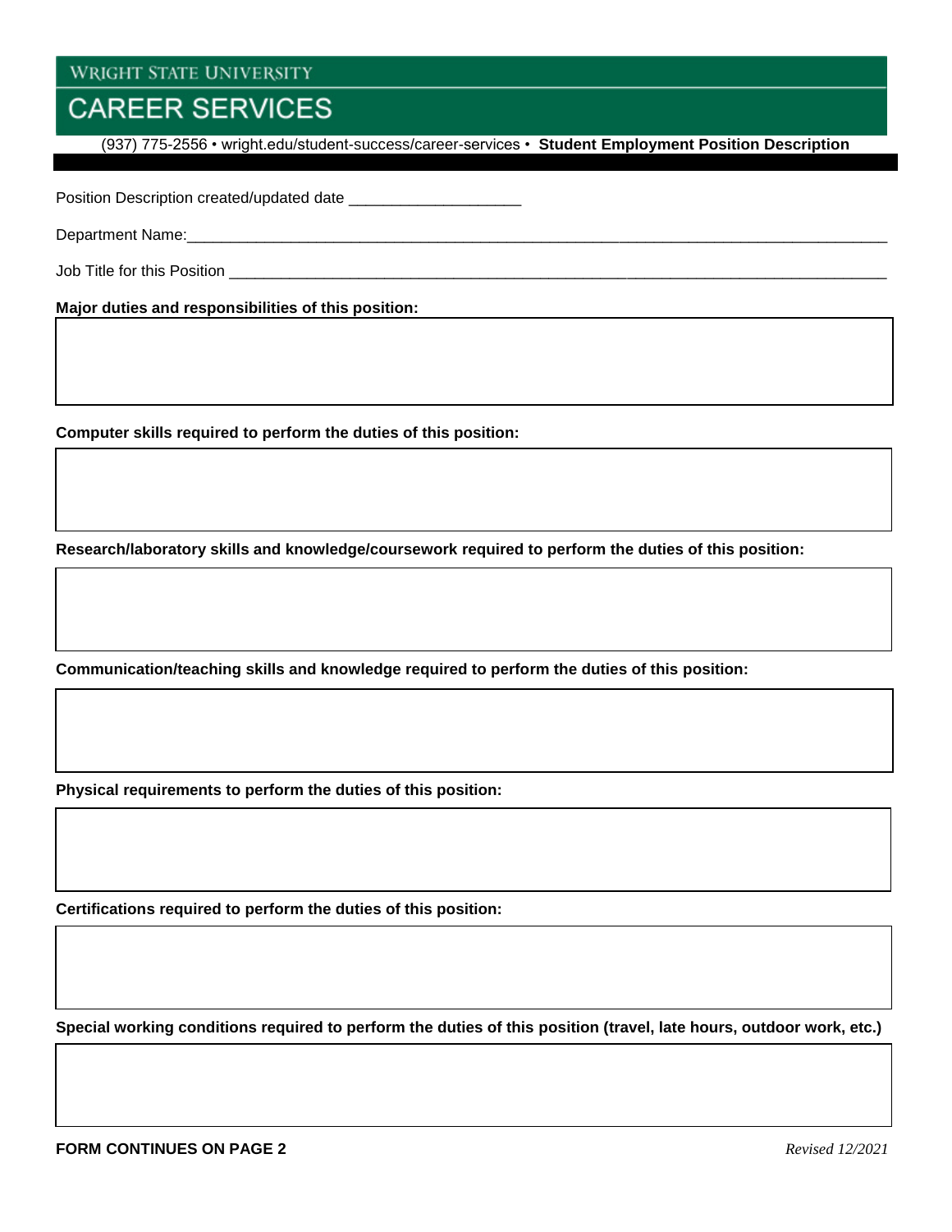WRIGHT STATE UNIVERSITY

# CAREER SERVICES

(937) 775-2556 • wright.edu/student-success/career-services • **Student Employment Position Description**

Position Description created/updated date ____________________

Department Name:____________________________________________________________________________________

Job Title for this Position ___________________________________________________________________________

**Major duties and responsibilities of this position:**

**Computer skills required to perform the duties of this position:**

**Research/laboratory skills and knowledge/coursework required to perform the duties of this position:**

**Communication/teaching skills and knowledge required to perform the duties of this position:**

**Physical requirements to perform the duties of this position:**

**Certifications required to perform the duties of this position:**

**Special working conditions required to perform the duties of this position (travel, late hours, outdoor work, etc.)**

**FORM CONTINUES ON PAGE 2**

*Revised 12/2021*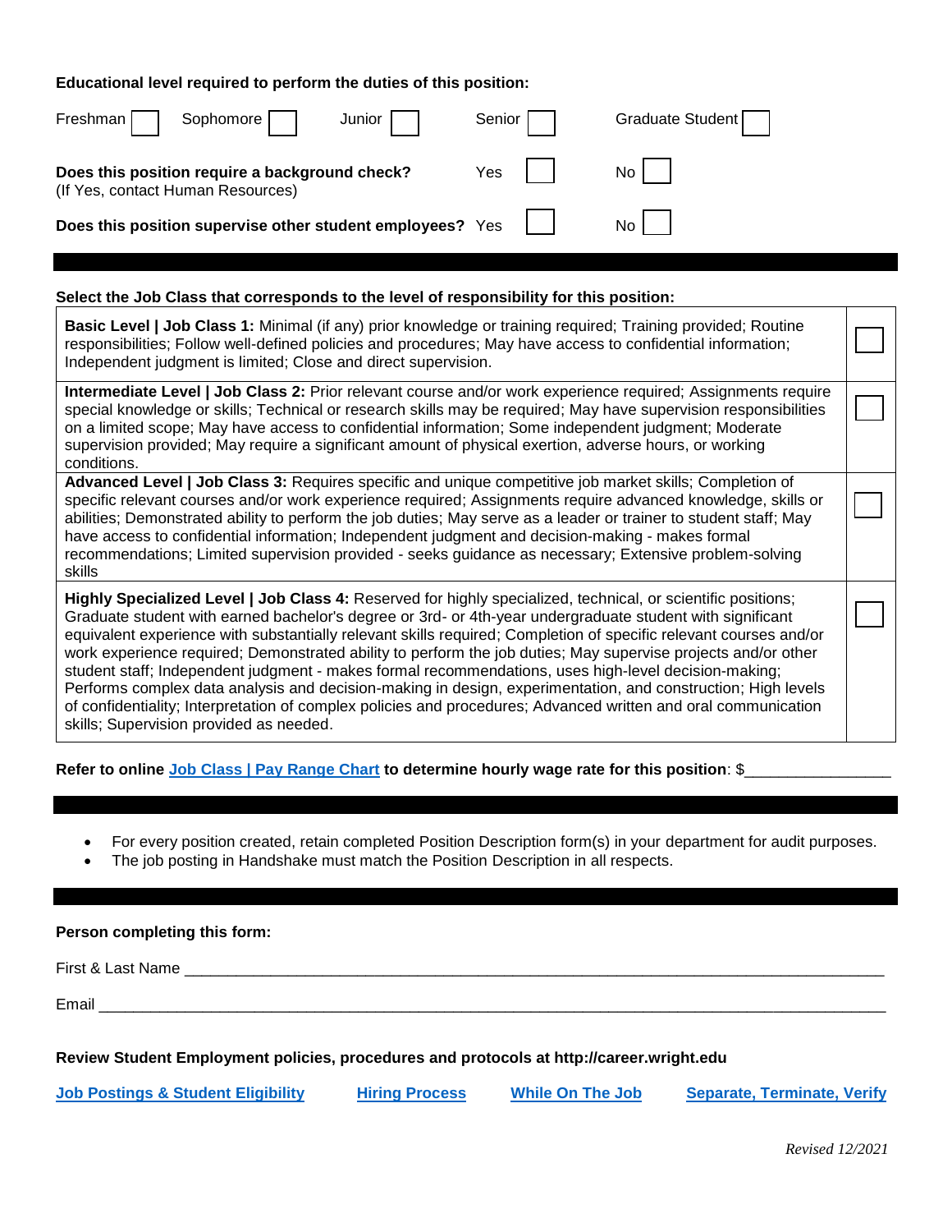**Educational level required to perform the duties of this position:**

Freshman ☐ Sophomore ☐ Junior ☐ Senior ☐ Graduate Student ☐

**Does this position require a background check?** Yes ☐ No ☐
(If Yes, contact Human Resources)

**Does this position supervise other student employees?** Yes ☐ No ☐

---

**Select the Job Class that corresponds to the level of responsibility for this position:**

| | |
|---|---|
| **Basic Level \| Job Class 1:** Minimal (if any) prior knowledge or training required; Training provided; Routine responsibilities; Follow well-defined policies and procedures; May have access to confidential information; Independent judgment is limited; Close and direct supervision. | ☐ |
| **Intermediate Level \| Job Class 2:** Prior relevant course and/or work experience required; Assignments require special knowledge or skills; Technical or research skills may be required; May have supervision responsibilities on a limited scope; May have access to confidential information; Some independent judgment; Moderate supervision provided; May require a significant amount of physical exertion, adverse hours, or working conditions. | ☐ |
| **Advanced Level \| Job Class 3:** Requires specific and unique competitive job market skills; Completion of specific relevant courses and/or work experience required; Assignments require advanced knowledge, skills or abilities; Demonstrated ability to perform the job duties; May serve as a leader or trainer to student staff; May have access to confidential information; Independent judgment and decision-making - makes formal recommendations; Limited supervision provided - seeks guidance as necessary; Extensive problem-solving skills | ☐ |
| **Highly Specialized Level \| Job Class 4:** Reserved for highly specialized, technical, or scientific positions; Graduate student with earned bachelor's degree or 3rd- or 4th-year undergraduate student with significant equivalent experience with substantially relevant skills required; Completion of specific relevant courses and/or work experience required; Demonstrated ability to perform the job duties; May supervise projects and/or other student staff; Independent judgment - makes formal recommendations, uses high-level decision-making; Performs complex data analysis and decision-making in design, experimentation, and construction; High levels of confidentiality; Interpretation of complex policies and procedures; Advanced written and oral communication skills; Supervision provided as needed. | ☐ |

**Refer to online Job Class | Pay Range Chart to determine hourly wage rate for this position**: $________________

---

- For every position created, retain completed Position Description form(s) in your department for audit purposes.
- The job posting in Handshake must match the Position Description in all respects.

---

**Person completing this form:**

First & Last Name ________________________________________________________________

Email ________________________________________________________________________

**Review Student Employment policies, procedures and protocols at http://career.wright.edu**

Job Postings & Student Eligibility Hiring Process While On The Job Separate, Terminate, Verify

*Revised 12/2021*